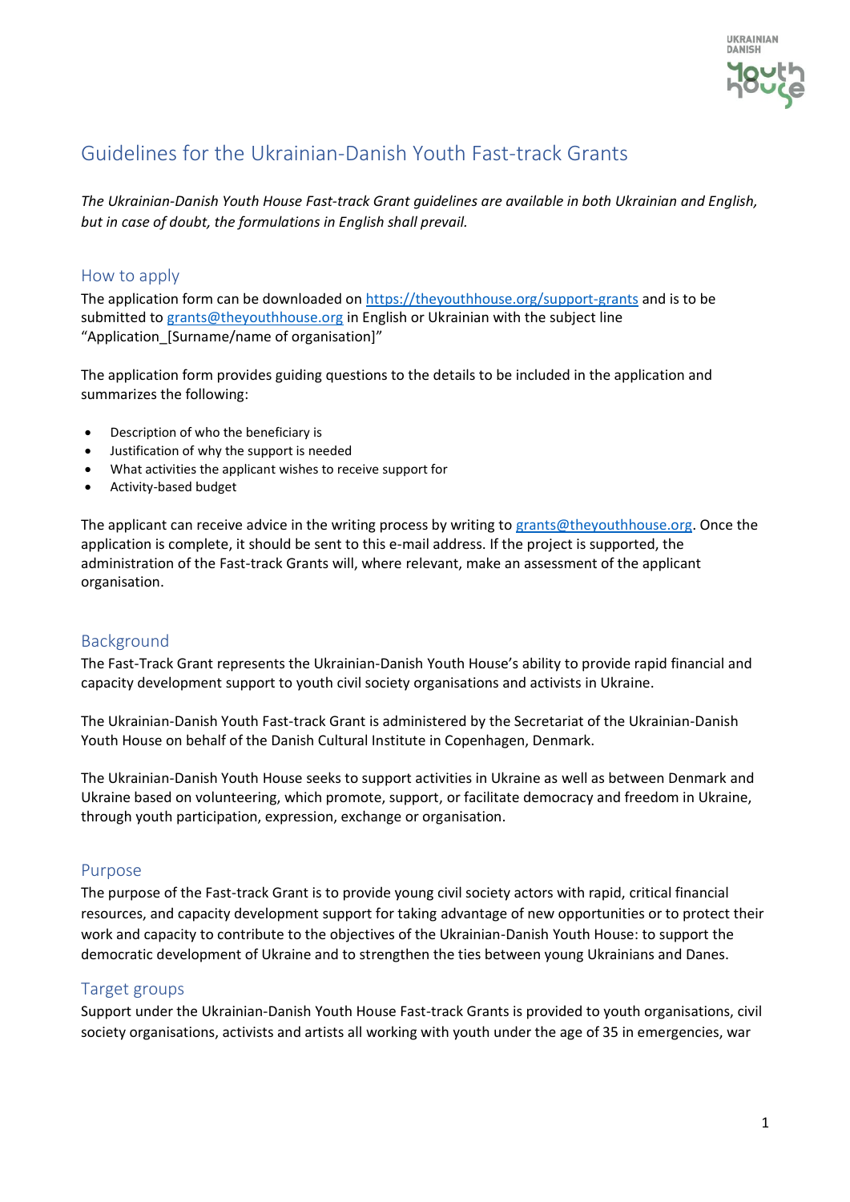# Guidelines for the Ukrainian-Danish Youth Fast-track Grants

*The Ukrainian-Danish Youth House Fast-track Grant guidelines are available in both Ukrainian and English, but in case of doubt, the formulations in English shall prevail.*

## How to apply

The application form can be downloaded on https://theyouthhouse.org/support-grants and is to be submitted to grants@theyouthhouse.org in English or Ukrainian with the subject line "Application_[Surname/name of organisation]"

The application form provides guiding questions to the details to be included in the application and summarizes the following:

- Description of who the beneficiary is
- Justification of why the support is needed
- What activities the applicant wishes to receive support for
- Activity-based budget

The applicant can receive advice in the writing process by writing to grants@theyouthhouse.org. Once the application is complete, it should be sent to this e-mail address. If the project is supported, the administration of the Fast-track Grants will, where relevant, make an assessment of the applicant organisation.

## Background

The Fast-Track Grant represents the Ukrainian-Danish Youth House's ability to provide rapid financial and capacity development support to youth civil society organisations and activists in Ukraine.

The Ukrainian-Danish Youth Fast-track Grant is administered by the Secretariat of the Ukrainian-Danish Youth House on behalf of the Danish Cultural Institute in Copenhagen, Denmark.

The Ukrainian-Danish Youth House seeks to support activities in Ukraine as well as between Denmark and Ukraine based on volunteering, which promote, support, or facilitate democracy and freedom in Ukraine, through youth participation, expression, exchange or organisation.

## Purpose

The purpose of the Fast-track Grant is to provide young civil society actors with rapid, critical financial resources, and capacity development support for taking advantage of new opportunities or to protect their work and capacity to contribute to the objectives of the Ukrainian-Danish Youth House: to support the democratic development of Ukraine and to strengthen the ties between young Ukrainians and Danes.

## Target groups

Support under the Ukrainian-Danish Youth House Fast-track Grants is provided to youth organisations, civil society organisations, activists and artists all working with youth under the age of 35 in emergencies, war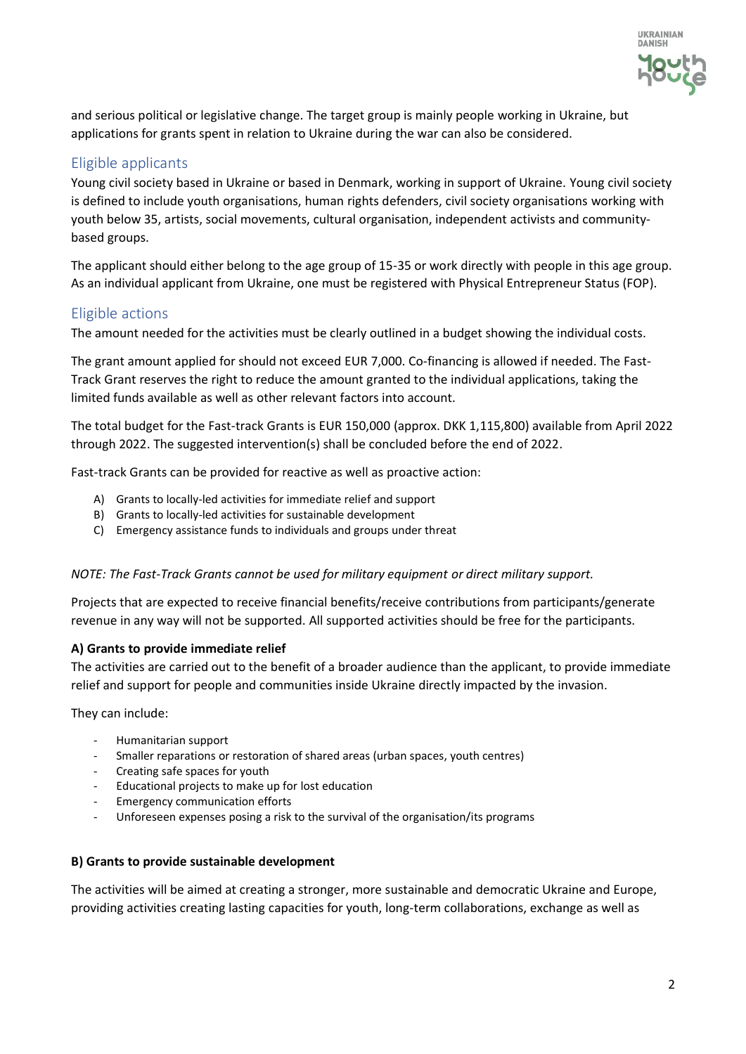and serious political or legislative change. The target group is mainly people working in Ukraine, but applications for grants spent in relation to Ukraine during the war can also be considered.

## Eligible applicants

Young civil society based in Ukraine or based in Denmark, working in support of Ukraine. Young civil society is defined to include youth organisations, human rights defenders, civil society organisations working with youth below 35, artists, social movements, cultural organisation, independent activists and community-based groups.

The applicant should either belong to the age group of 15-35 or work directly with people in this age group. As an individual applicant from Ukraine, one must be registered with Physical Entrepreneur Status (FOP).

## Eligible actions

The amount needed for the activities must be clearly outlined in a budget showing the individual costs.

The grant amount applied for should not exceed EUR 7,000. Co-financing is allowed if needed. The Fast-Track Grant reserves the right to reduce the amount granted to the individual applications, taking the limited funds available as well as other relevant factors into account.

The total budget for the Fast-track Grants is EUR 150,000 (approx. DKK 1,115,800) available from April 2022 through 2022. The suggested intervention(s) shall be concluded before the end of 2022.

Fast-track Grants can be provided for reactive as well as proactive action:

A) Grants to locally-led activities for immediate relief and support
B) Grants to locally-led activities for sustainable development
C) Emergency assistance funds to individuals and groups under threat

*NOTE: The Fast-Track Grants cannot be used for military equipment or direct military support.*

Projects that are expected to receive financial benefits/receive contributions from participants/generate revenue in any way will not be supported. All supported activities should be free for the participants.

**A) Grants to provide immediate relief**

The activities are carried out to the benefit of a broader audience than the applicant, to provide immediate relief and support for people and communities inside Ukraine directly impacted by the invasion.

They can include:

- Humanitarian support
- Smaller reparations or restoration of shared areas (urban spaces, youth centres)
- Creating safe spaces for youth
- Educational projects to make up for lost education
- Emergency communication efforts
- Unforeseen expenses posing a risk to the survival of the organisation/its programs

**B) Grants to provide sustainable development**

The activities will be aimed at creating a stronger, more sustainable and democratic Ukraine and Europe, providing activities creating lasting capacities for youth, long-term collaborations, exchange as well as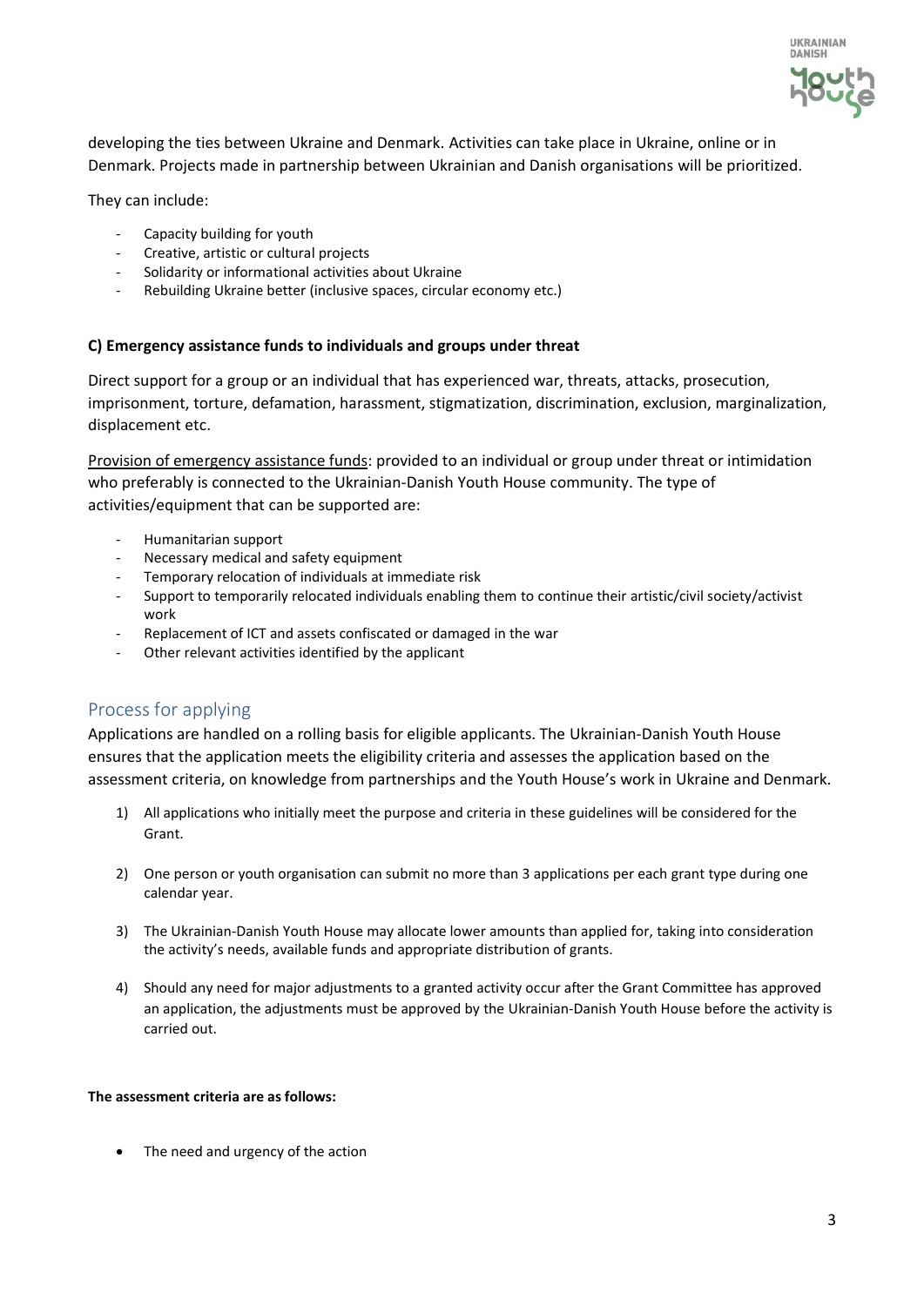developing the ties between Ukraine and Denmark. Activities can take place in Ukraine, online or in Denmark. Projects made in partnership between Ukrainian and Danish organisations will be prioritized.

They can include:

- Capacity building for youth
- Creative, artistic or cultural projects
- Solidarity or informational activities about Ukraine
- Rebuilding Ukraine better (inclusive spaces, circular economy etc.)

**C) Emergency assistance funds to individuals and groups under threat**

Direct support for a group or an individual that has experienced war, threats, attacks, prosecution, imprisonment, torture, defamation, harassment, stigmatization, discrimination, exclusion, marginalization, displacement etc.

Provision of emergency assistance funds: provided to an individual or group under threat or intimidation who preferably is connected to the Ukrainian-Danish Youth House community. The type of activities/equipment that can be supported are:

- Humanitarian support
- Necessary medical and safety equipment
- Temporary relocation of individuals at immediate risk
- Support to temporarily relocated individuals enabling them to continue their artistic/civil society/activist work
- Replacement of ICT and assets confiscated or damaged in the war
- Other relevant activities identified by the applicant

## Process for applying

Applications are handled on a rolling basis for eligible applicants. The Ukrainian-Danish Youth House ensures that the application meets the eligibility criteria and assesses the application based on the assessment criteria, on knowledge from partnerships and the Youth House's work in Ukraine and Denmark.

1) All applications who initially meet the purpose and criteria in these guidelines will be considered for the Grant.

2) One person or youth organisation can submit no more than 3 applications per each grant type during one calendar year.

3) The Ukrainian-Danish Youth House may allocate lower amounts than applied for, taking into consideration the activity's needs, available funds and appropriate distribution of grants.

4) Should any need for major adjustments to a granted activity occur after the Grant Committee has approved an application, the adjustments must be approved by the Ukrainian-Danish Youth House before the activity is carried out.

**The assessment criteria are as follows:**

- The need and urgency of the action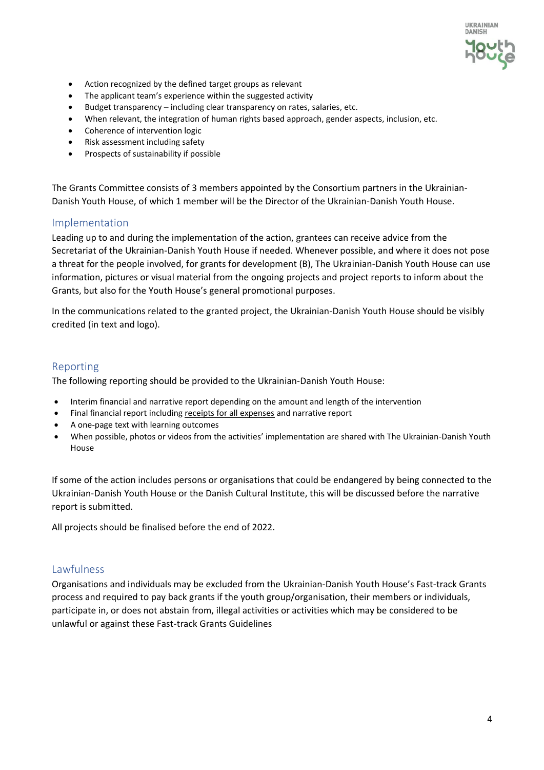- Action recognized by the defined target groups as relevant
- The applicant team's experience within the suggested activity
- Budget transparency – including clear transparency on rates, salaries, etc.
- When relevant, the integration of human rights based approach, gender aspects, inclusion, etc.
- Coherence of intervention logic
- Risk assessment including safety
- Prospects of sustainability if possible

The Grants Committee consists of 3 members appointed by the Consortium partners in the Ukrainian-Danish Youth House, of which 1 member will be the Director of the Ukrainian-Danish Youth House.

## Implementation

Leading up to and during the implementation of the action, grantees can receive advice from the Secretariat of the Ukrainian-Danish Youth House if needed. Whenever possible, and where it does not pose a threat for the people involved, for grants for development (B), The Ukrainian-Danish Youth House can use information, pictures or visual material from the ongoing projects and project reports to inform about the Grants, but also for the Youth House's general promotional purposes.

In the communications related to the granted project, the Ukrainian-Danish Youth House should be visibly credited (in text and logo).

## Reporting

The following reporting should be provided to the Ukrainian-Danish Youth House:

- Interim financial and narrative report depending on the amount and length of the intervention
- Final financial report including receipts for all expenses and narrative report
- A one-page text with learning outcomes
- When possible, photos or videos from the activities' implementation are shared with The Ukrainian-Danish Youth House

If some of the action includes persons or organisations that could be endangered by being connected to the Ukrainian-Danish Youth House or the Danish Cultural Institute, this will be discussed before the narrative report is submitted.

All projects should be finalised before the end of 2022.

## Lawfulness

Organisations and individuals may be excluded from the Ukrainian-Danish Youth House's Fast-track Grants process and required to pay back grants if the youth group/organisation, their members or individuals, participate in, or does not abstain from, illegal activities or activities which may be considered to be unlawful or against these Fast-track Grants Guidelines